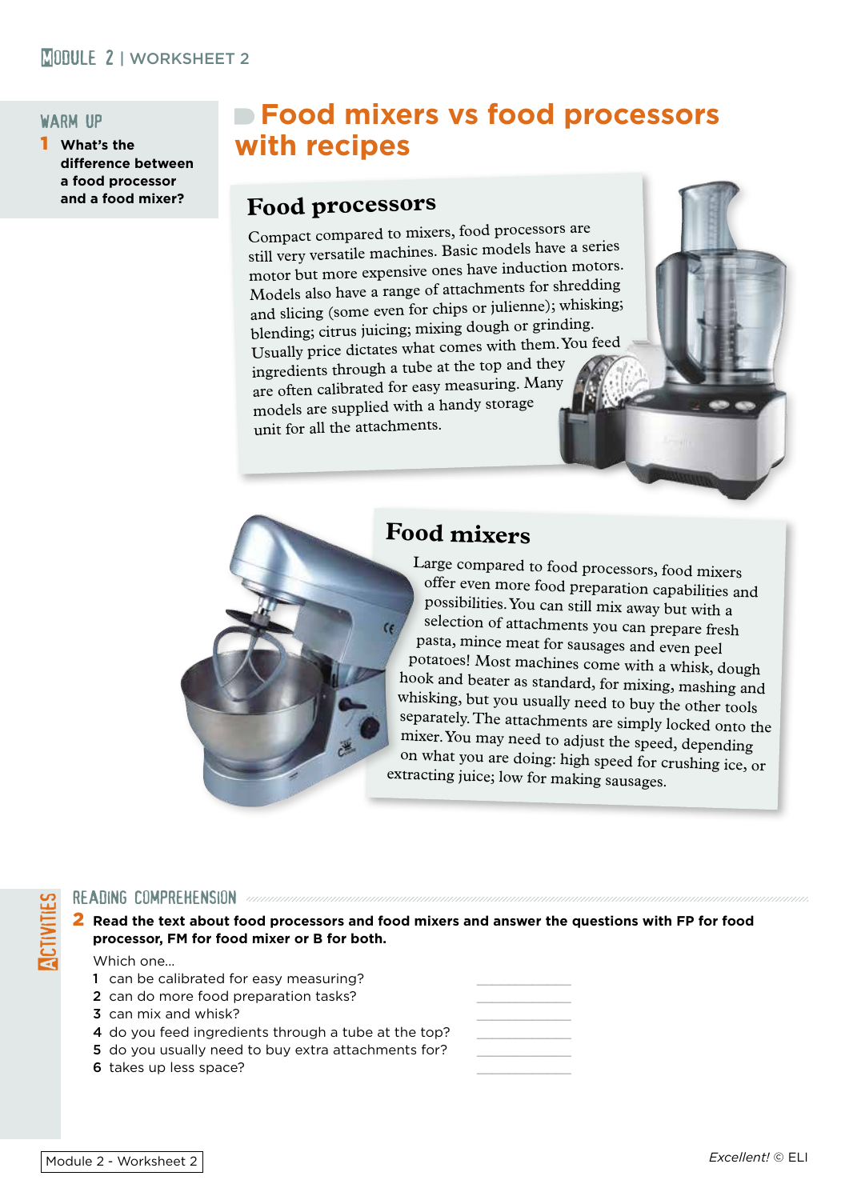## WARM UP

**1** **What's the difference between a food processor and a food mixer?**

# Food mixers vs food processors with recipes

## Food processors

Compact compared to mixers, food processors are still very versatile machines. Basic models have a series motor but more expensive ones have induction motors. Models also have a range of attachments for shredding and slicing (some even for chips or julienne); whisking; blending; citrus juicing; mixing dough or grinding. Usually price dictates what comes with them. You feed ingredients through a tube at the top and they are often calibrated for easy measuring. Many models are supplied with a handy storage unit for all the attachments.

## Food mixers

Large compared to food processors, food mixers offer even more food preparation capabilities and possibilities. You can still mix away but with a selection of attachments you can prepare fresh pasta, mince meat for sausages and even peel potatoes! Most machines come with a whisk, dough hook and beater as standard, for mixing, mashing and whisking, but you usually need to buy the other tools separately. The attachments are simply locked onto the mixer. You may need to adjust the speed, depending on what you are doing: high speed for crushing ice, or extracting juice; low for making sausages.

## ACTIVITIES

### READING COMPREHENSION

**2** **Read the text about food processors and food mixers and answer the questions with FP for food processor, FM for food mixer or B for both.**

Which one...

1 can be calibrated for easy measuring? ____________
2 can do more food preparation tasks? ____________
3 can mix and whisk? ____________
4 do you feed ingredients through a tube at the top? ____________
5 do you usually need to buy extra attachments for? ____________
6 takes up less space? ____________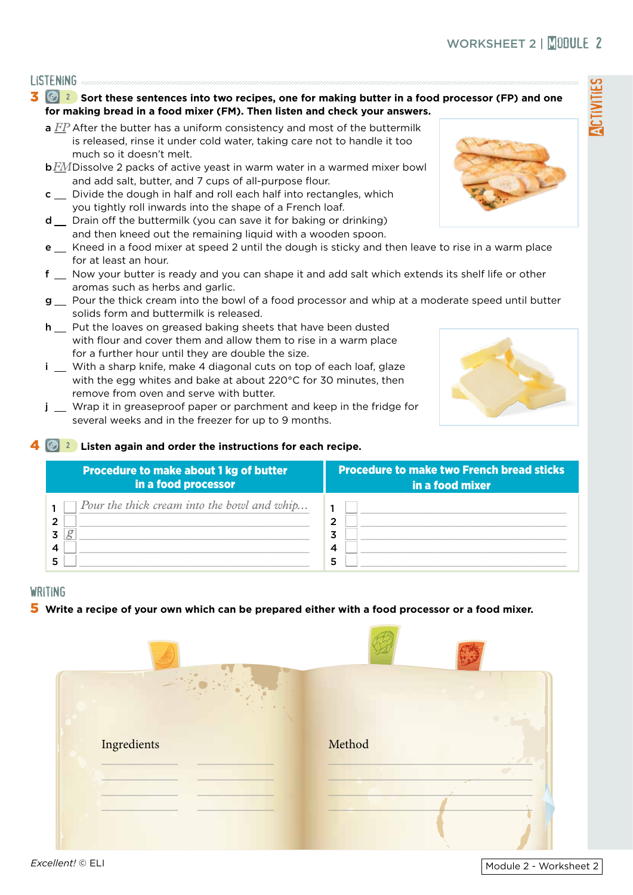## LISTENING

**3** **Sort these sentences into two recipes, one for making butter in a food processor (FP) and one for making bread in a food mixer (FM). Then listen and check your answers.**

a *FP* After the butter has a uniform consistency and most of the buttermilk is released, rinse it under cold water, taking care not to handle it too much so it doesn't melt.

b *FM* Dissolve 2 packs of active yeast in warm water in a warmed mixer bowl and add salt, butter, and 7 cups of all-purpose flour.

c __ Divide the dough in half and roll each half into rectangles, which you tightly roll inwards into the shape of a French loaf.

d __ Drain off the buttermilk (you can save it for baking or drinking) and then kneed out the remaining liquid with a wooden spoon.

e __ Kneed in a food mixer at speed 2 until the dough is sticky and then leave to rise in a warm place for at least an hour.

f __ Now your butter is ready and you can shape it and add salt which extends its shelf life or other aromas such as herbs and garlic.

g __ Pour the thick cream into the bowl of a food processor and whip at a moderate speed until butter solids form and buttermilk is released.

h __ Put the loaves on greased baking sheets that have been dusted with flour and cover them and allow them to rise in a warm place for a further hour until they are double the size.

i __ With a sharp knife, make 4 diagonal cuts on top of each loaf, glaze with the egg whites and bake at about 220°C for 30 minutes, then remove from oven and serve with butter.

j __ Wrap it in greaseproof paper or parchment and keep in the fridge for several weeks and in the freezer for up to 9 months.

**4** **Listen again and order the instructions for each recipe.**

| Procedure to make about 1 kg of butter in a food processor | | | Procedure to make two French bread sticks in a food mixer | | |
|---|---|---|---|---|---|
| 1 | | *Pour the thick cream into the bowl and whip…* | 1 | | |
| 2 | | | 2 | | |
| 3 | *g* | | 3 | | |
| 4 | | | 4 | | |
| 5 | | | 5 | | |

## WRITING

**5** **Write a recipe of your own which can be prepared either with a food processor or a food mixer.**

Ingredients

Method